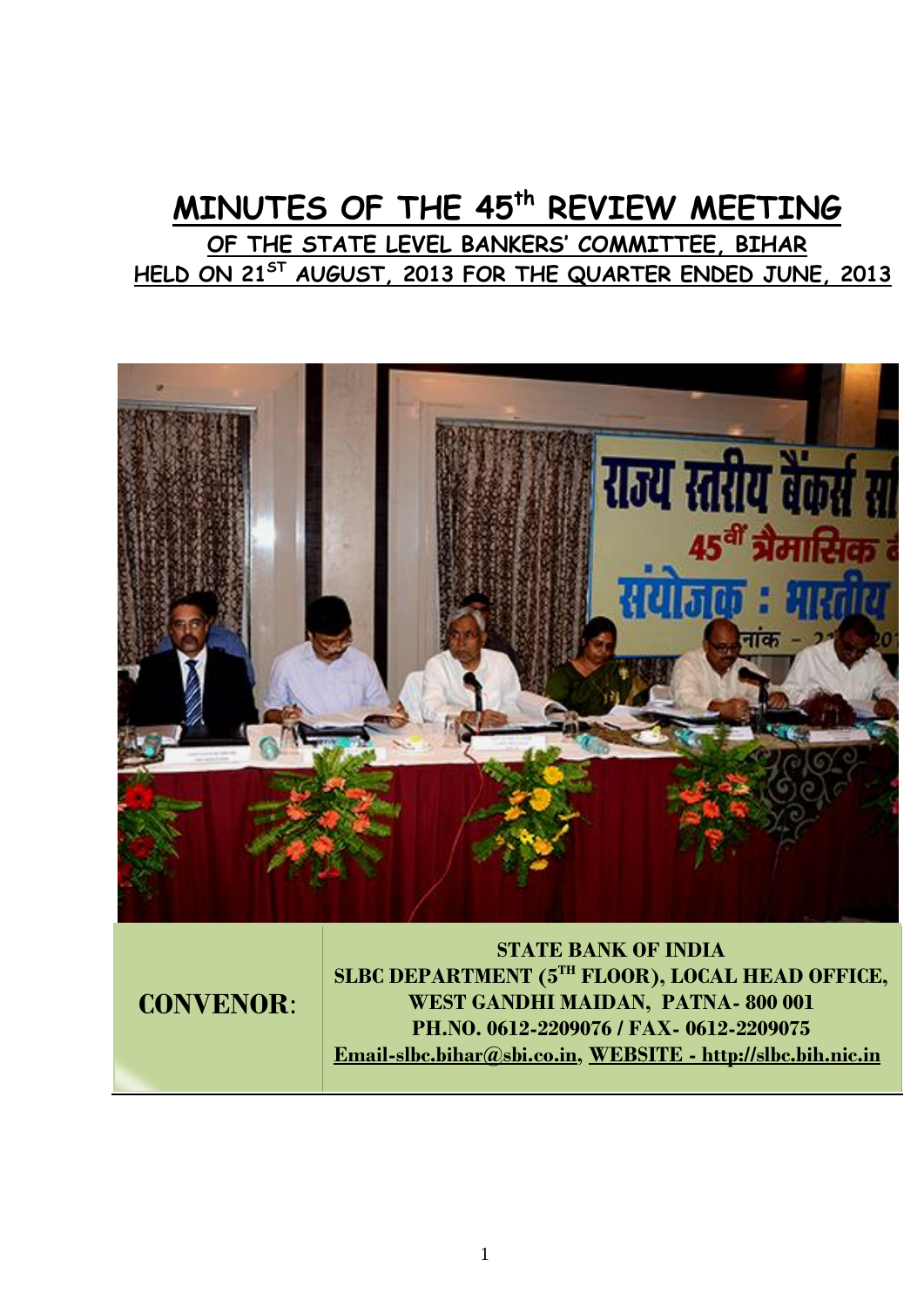# MINUTES OF THE 45th REVIEW MEETING

## OF THE STATE LEVEL BANKERS' COMMITTEE, BIHAR HELD ON 21ST AUGUST, 2013 FOR THE QUARTER ENDED JUNE, 2013

| **CONVENOR**: | **STATE BANK OF INDIA**<br>**SLBC DEPARTMENT (5TH FLOOR), LOCAL HEAD OFFICE, WEST GANDHI MAIDAN, PATNA- 800 001**<br>**PH.NO. 0612-2209076 / FAX- 0612-2209075**<br>**Email-slbc.bihar@sbi.co.in, WEBSITE - http://slbc.bih.nic.in** |
| --- | --- |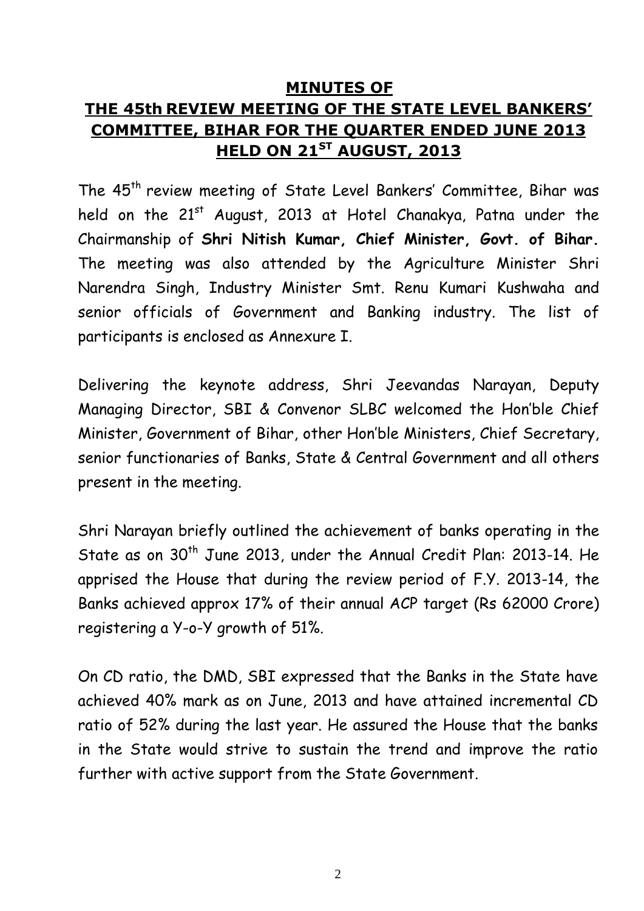# MINUTES OF THE 45th REVIEW MEETING OF THE STATE LEVEL BANKERS' COMMITTEE, BIHAR FOR THE QUARTER ENDED JUNE 2013 HELD ON 21ST AUGUST, 2013

The 45th review meeting of State Level Bankers' Committee, Bihar was held on the 21st August, 2013 at Hotel Chanakya, Patna under the Chairmanship of **Shri Nitish Kumar, Chief Minister, Govt. of Bihar.** The meeting was also attended by the Agriculture Minister Shri Narendra Singh, Industry Minister Smt. Renu Kumari Kushwaha and senior officials of Government and Banking industry. The list of participants is enclosed as Annexure I.

Delivering the keynote address, Shri Jeevandas Narayan, Deputy Managing Director, SBI & Convenor SLBC welcomed the Hon'ble Chief Minister, Government of Bihar, other Hon'ble Ministers, Chief Secretary, senior functionaries of Banks, State & Central Government and all others present in the meeting.

Shri Narayan briefly outlined the achievement of banks operating in the State as on 30th June 2013, under the Annual Credit Plan: 2013-14. He apprised the House that during the review period of F.Y. 2013-14, the Banks achieved approx 17% of their annual ACP target (Rs 62000 Crore) registering a Y-o-Y growth of 51%.

On CD ratio, the DMD, SBI expressed that the Banks in the State have achieved 40% mark as on June, 2013 and have attained incremental CD ratio of 52% during the last year. He assured the House that the banks in the State would strive to sustain the trend and improve the ratio further with active support from the State Government.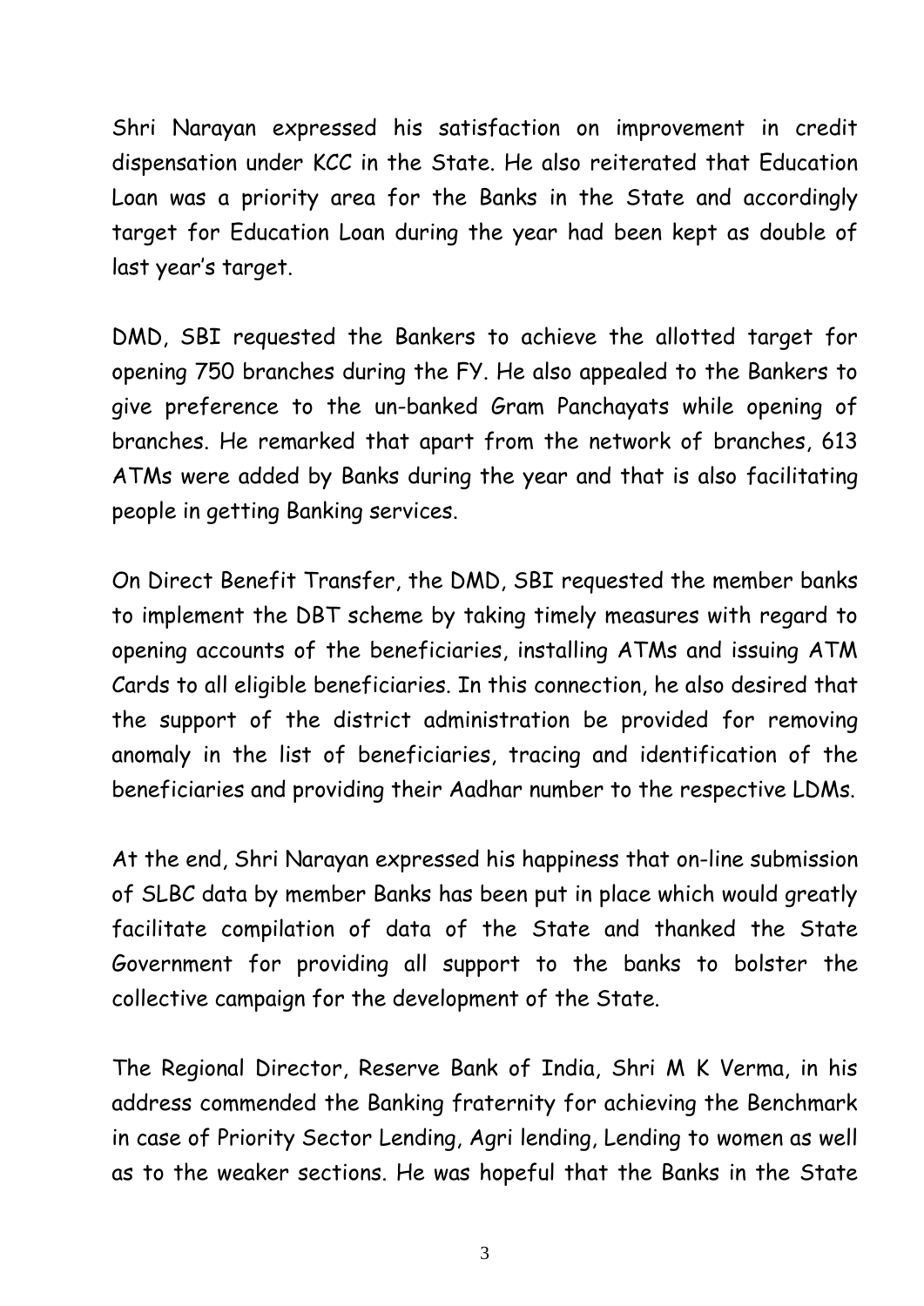Shri Narayan expressed his satisfaction on improvement in credit dispensation under KCC in the State. He also reiterated that Education Loan was a priority area for the Banks in the State and accordingly target for Education Loan during the year had been kept as double of last year's target.

DMD, SBI requested the Bankers to achieve the allotted target for opening 750 branches during the FY. He also appealed to the Bankers to give preference to the un-banked Gram Panchayats while opening of branches. He remarked that apart from the network of branches, 613 ATMs were added by Banks during the year and that is also facilitating people in getting Banking services.

On Direct Benefit Transfer, the DMD, SBI requested the member banks to implement the DBT scheme by taking timely measures with regard to opening accounts of the beneficiaries, installing ATMs and issuing ATM Cards to all eligible beneficiaries. In this connection, he also desired that the support of the district administration be provided for removing anomaly in the list of beneficiaries, tracing and identification of the beneficiaries and providing their Aadhar number to the respective LDMs.

At the end, Shri Narayan expressed his happiness that on-line submission of SLBC data by member Banks has been put in place which would greatly facilitate compilation of data of the State and thanked the State Government for providing all support to the banks to bolster the collective campaign for the development of the State.

The Regional Director, Reserve Bank of India, Shri M K Verma, in his address commended the Banking fraternity for achieving the Benchmark in case of Priority Sector Lending, Agri lending, Lending to women as well as to the weaker sections. He was hopeful that the Banks in the State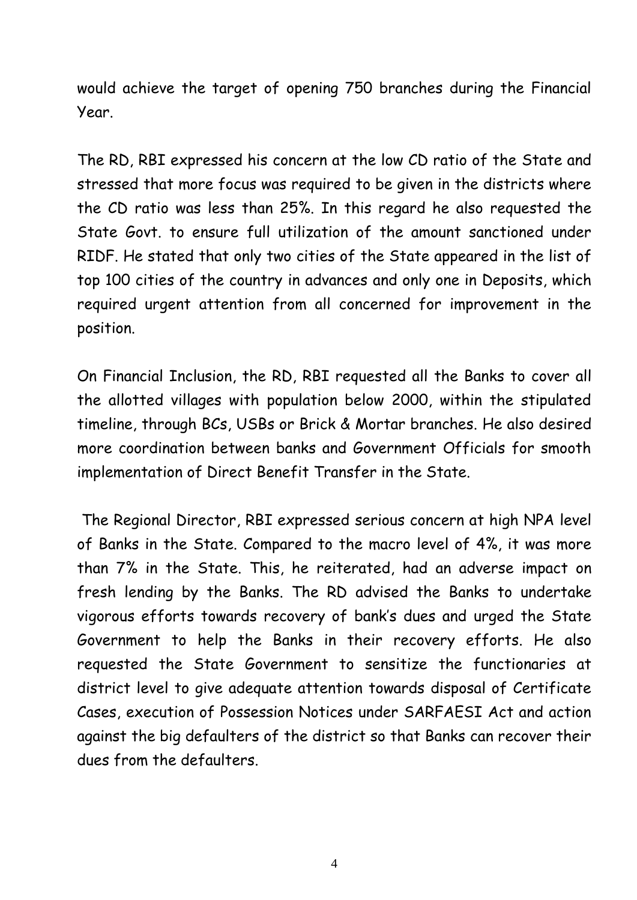would achieve the target of opening 750 branches during the Financial Year.

The RD, RBI expressed his concern at the low CD ratio of the State and stressed that more focus was required to be given in the districts where the CD ratio was less than 25%. In this regard he also requested the State Govt. to ensure full utilization of the amount sanctioned under RIDF. He stated that only two cities of the State appeared in the list of top 100 cities of the country in advances and only one in Deposits, which required urgent attention from all concerned for improvement in the position.

On Financial Inclusion, the RD, RBI requested all the Banks to cover all the allotted villages with population below 2000, within the stipulated timeline, through BCs, USBs or Brick & Mortar branches. He also desired more coordination between banks and Government Officials for smooth implementation of Direct Benefit Transfer in the State.

The Regional Director, RBI expressed serious concern at high NPA level of Banks in the State. Compared to the macro level of 4%, it was more than 7% in the State. This, he reiterated, had an adverse impact on fresh lending by the Banks. The RD advised the Banks to undertake vigorous efforts towards recovery of bank's dues and urged the State Government to help the Banks in their recovery efforts. He also requested the State Government to sensitize the functionaries at district level to give adequate attention towards disposal of Certificate Cases, execution of Possession Notices under SARFAESI Act and action against the big defaulters of the district so that Banks can recover their dues from the defaulters.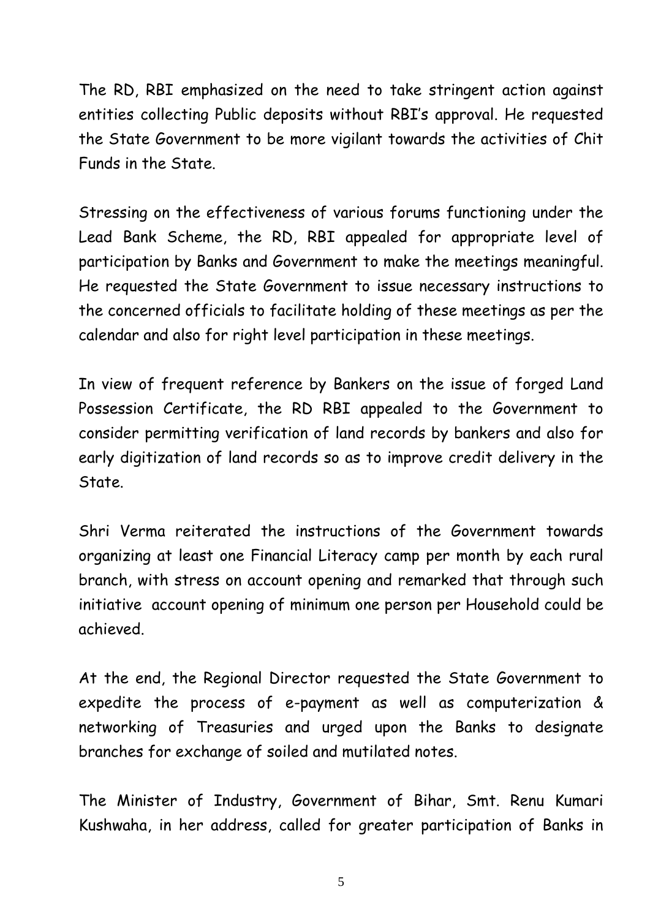The RD, RBI emphasized on the need to take stringent action against entities collecting Public deposits without RBI's approval. He requested the State Government to be more vigilant towards the activities of Chit Funds in the State.

Stressing on the effectiveness of various forums functioning under the Lead Bank Scheme, the RD, RBI appealed for appropriate level of participation by Banks and Government to make the meetings meaningful. He requested the State Government to issue necessary instructions to the concerned officials to facilitate holding of these meetings as per the calendar and also for right level participation in these meetings.

In view of frequent reference by Bankers on the issue of forged Land Possession Certificate, the RD RBI appealed to the Government to consider permitting verification of land records by bankers and also for early digitization of land records so as to improve credit delivery in the State.

Shri Verma reiterated the instructions of the Government towards organizing at least one Financial Literacy camp per month by each rural branch, with stress on account opening and remarked that through such initiative account opening of minimum one person per Household could be achieved.

At the end, the Regional Director requested the State Government to expedite the process of e-payment as well as computerization & networking of Treasuries and urged upon the Banks to designate branches for exchange of soiled and mutilated notes.

The Minister of Industry, Government of Bihar, Smt. Renu Kumari Kushwaha, in her address, called for greater participation of Banks in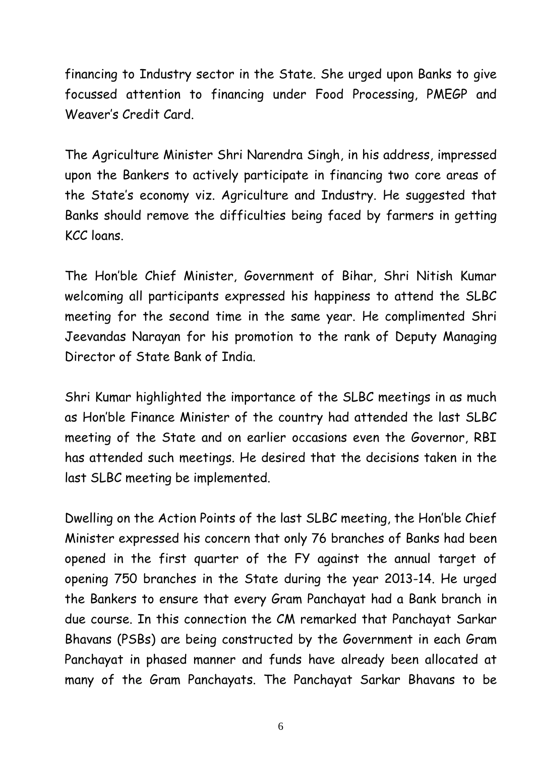financing to Industry sector in the State. She urged upon Banks to give focussed attention to financing under Food Processing, PMEGP and Weaver's Credit Card.

The Agriculture Minister Shri Narendra Singh, in his address, impressed upon the Bankers to actively participate in financing two core areas of the State's economy viz. Agriculture and Industry. He suggested that Banks should remove the difficulties being faced by farmers in getting KCC loans.

The Hon'ble Chief Minister, Government of Bihar, Shri Nitish Kumar welcoming all participants expressed his happiness to attend the SLBC meeting for the second time in the same year. He complimented Shri Jeevandas Narayan for his promotion to the rank of Deputy Managing Director of State Bank of India.

Shri Kumar highlighted the importance of the SLBC meetings in as much as Hon'ble Finance Minister of the country had attended the last SLBC meeting of the State and on earlier occasions even the Governor, RBI has attended such meetings. He desired that the decisions taken in the last SLBC meeting be implemented.

Dwelling on the Action Points of the last SLBC meeting, the Hon'ble Chief Minister expressed his concern that only 76 branches of Banks had been opened in the first quarter of the FY against the annual target of opening 750 branches in the State during the year 2013-14. He urged the Bankers to ensure that every Gram Panchayat had a Bank branch in due course. In this connection the CM remarked that Panchayat Sarkar Bhavans (PSBs) are being constructed by the Government in each Gram Panchayat in phased manner and funds have already been allocated at many of the Gram Panchayats. The Panchayat Sarkar Bhavans to be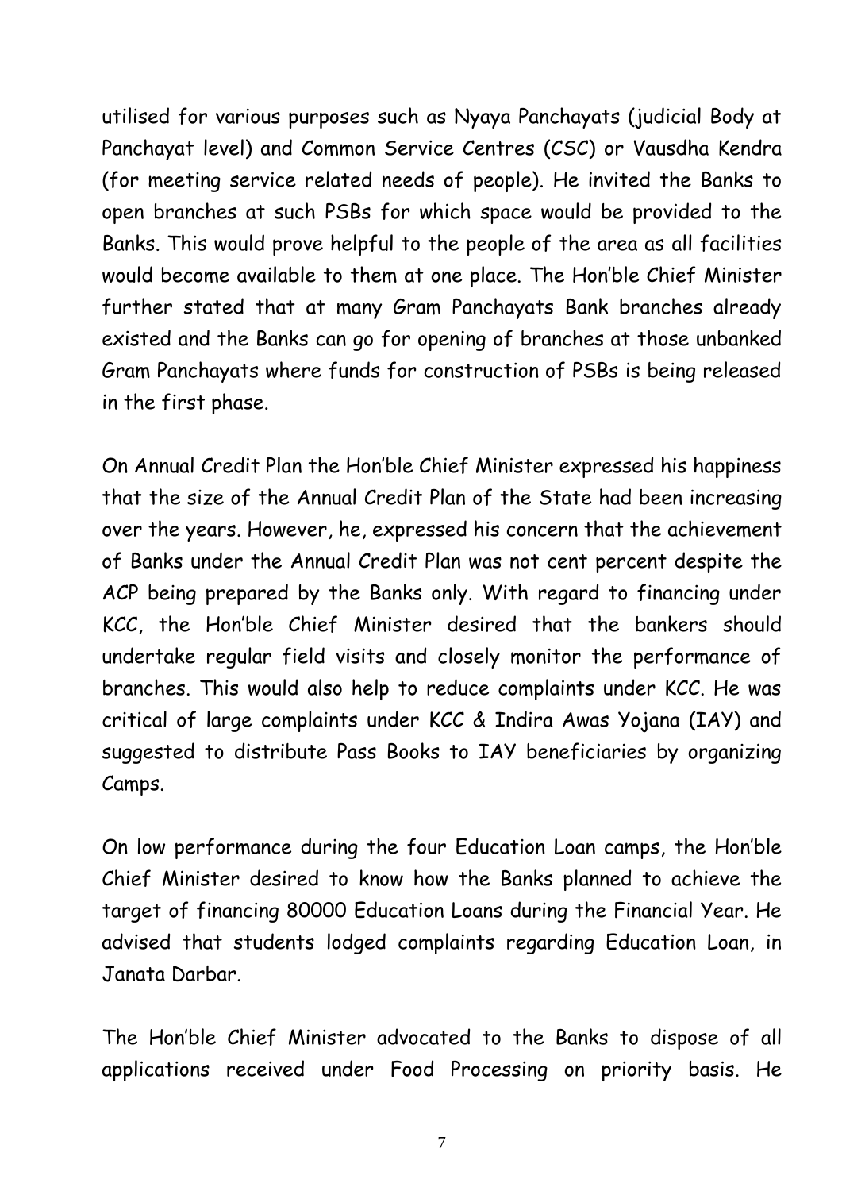utilised for various purposes such as Nyaya Panchayats (judicial Body at Panchayat level) and Common Service Centres (CSC) or Vausdha Kendra (for meeting service related needs of people). He invited the Banks to open branches at such PSBs for which space would be provided to the Banks. This would prove helpful to the people of the area as all facilities would become available to them at one place. The Hon'ble Chief Minister further stated that at many Gram Panchayats Bank branches already existed and the Banks can go for opening of branches at those unbanked Gram Panchayats where funds for construction of PSBs is being released in the first phase.

On Annual Credit Plan the Hon'ble Chief Minister expressed his happiness that the size of the Annual Credit Plan of the State had been increasing over the years. However, he, expressed his concern that the achievement of Banks under the Annual Credit Plan was not cent percent despite the ACP being prepared by the Banks only. With regard to financing under KCC, the Hon'ble Chief Minister desired that the bankers should undertake regular field visits and closely monitor the performance of branches. This would also help to reduce complaints under KCC. He was critical of large complaints under KCC & Indira Awas Yojana (IAY) and suggested to distribute Pass Books to IAY beneficiaries by organizing Camps.

On low performance during the four Education Loan camps, the Hon'ble Chief Minister desired to know how the Banks planned to achieve the target of financing 80000 Education Loans during the Financial Year. He advised that students lodged complaints regarding Education Loan, in Janata Darbar.

The Hon'ble Chief Minister advocated to the Banks to dispose of all applications received under Food Processing on priority basis. He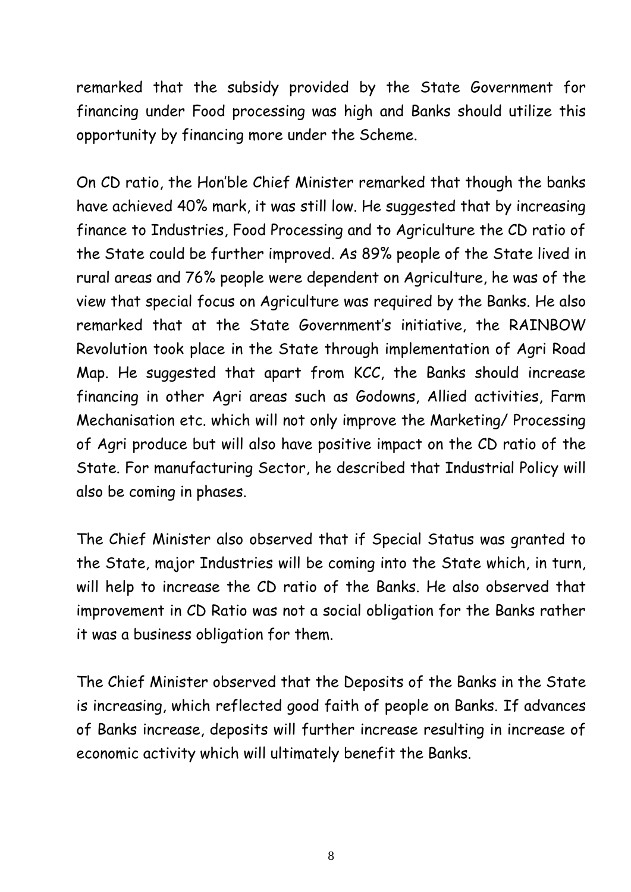remarked that the subsidy provided by the State Government for financing under Food processing was high and Banks should utilize this opportunity by financing more under the Scheme.

On CD ratio, the Hon'ble Chief Minister remarked that though the banks have achieved 40% mark, it was still low. He suggested that by increasing finance to Industries, Food Processing and to Agriculture the CD ratio of the State could be further improved. As 89% people of the State lived in rural areas and 76% people were dependent on Agriculture, he was of the view that special focus on Agriculture was required by the Banks. He also remarked that at the State Government's initiative, the RAINBOW Revolution took place in the State through implementation of Agri Road Map. He suggested that apart from KCC, the Banks should increase financing in other Agri areas such as Godowns, Allied activities, Farm Mechanisation etc. which will not only improve the Marketing/ Processing of Agri produce but will also have positive impact on the CD ratio of the State. For manufacturing Sector, he described that Industrial Policy will also be coming in phases.

The Chief Minister also observed that if Special Status was granted to the State, major Industries will be coming into the State which, in turn, will help to increase the CD ratio of the Banks. He also observed that improvement in CD Ratio was not a social obligation for the Banks rather it was a business obligation for them.

The Chief Minister observed that the Deposits of the Banks in the State is increasing, which reflected good faith of people on Banks. If advances of Banks increase, deposits will further increase resulting in increase of economic activity which will ultimately benefit the Banks.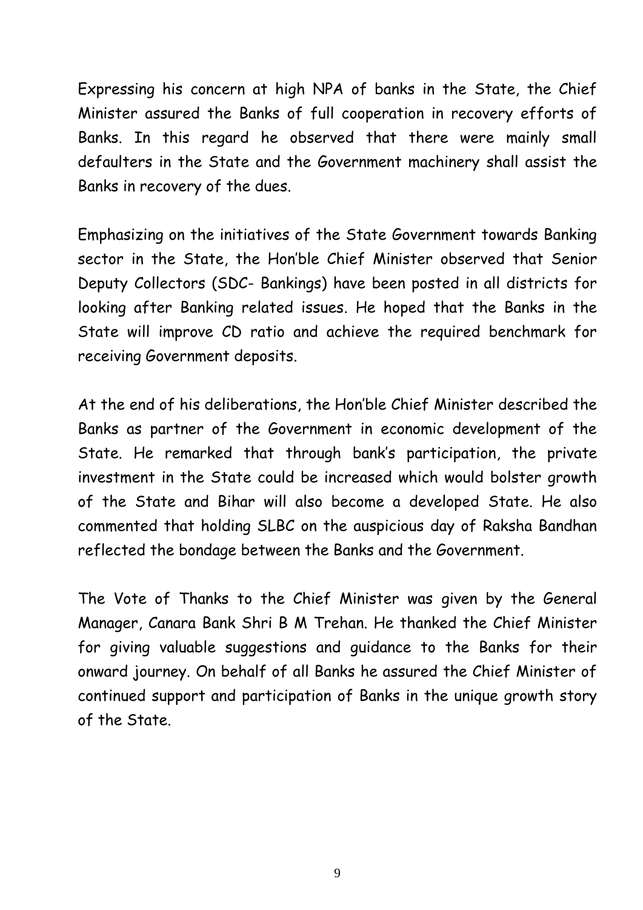Expressing his concern at high NPA of banks in the State, the Chief Minister assured the Banks of full cooperation in recovery efforts of Banks. In this regard he observed that there were mainly small defaulters in the State and the Government machinery shall assist the Banks in recovery of the dues.

Emphasizing on the initiatives of the State Government towards Banking sector in the State, the Hon'ble Chief Minister observed that Senior Deputy Collectors (SDC- Bankings) have been posted in all districts for looking after Banking related issues. He hoped that the Banks in the State will improve CD ratio and achieve the required benchmark for receiving Government deposits.

At the end of his deliberations, the Hon'ble Chief Minister described the Banks as partner of the Government in economic development of the State. He remarked that through bank's participation, the private investment in the State could be increased which would bolster growth of the State and Bihar will also become a developed State. He also commented that holding SLBC on the auspicious day of Raksha Bandhan reflected the bondage between the Banks and the Government.

The Vote of Thanks to the Chief Minister was given by the General Manager, Canara Bank Shri B M Trehan. He thanked the Chief Minister for giving valuable suggestions and guidance to the Banks for their onward journey. On behalf of all Banks he assured the Chief Minister of continued support and participation of Banks in the unique growth story of the State.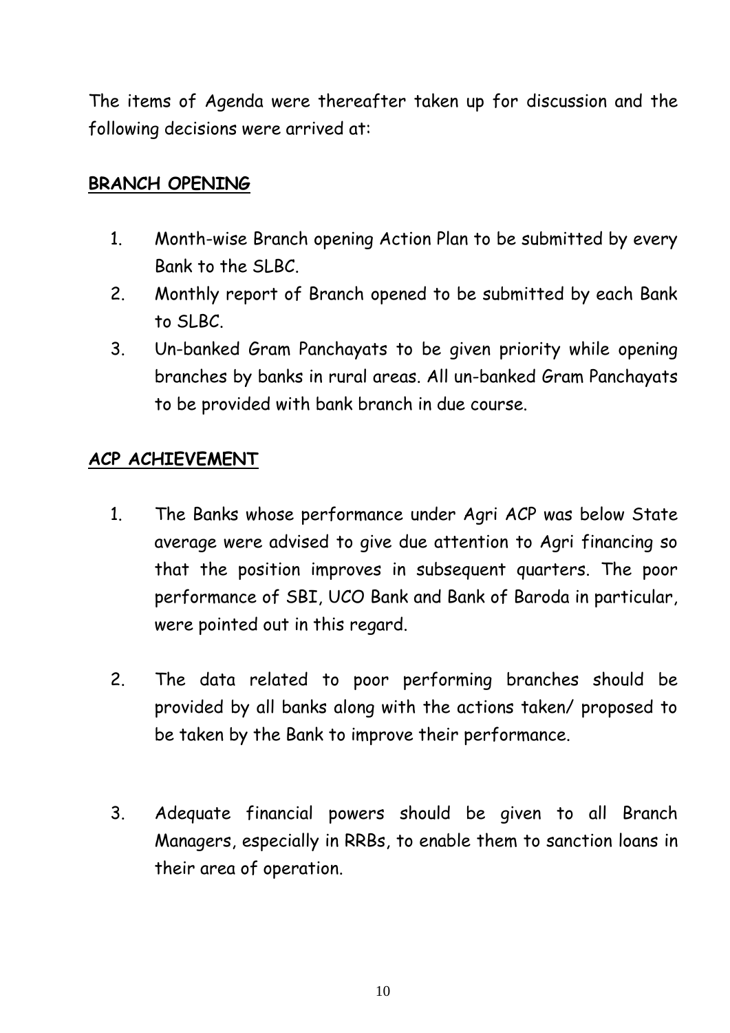The items of Agenda were thereafter taken up for discussion and the following decisions were arrived at:

## **BRANCH OPENING**

1. Month-wise Branch opening Action Plan to be submitted by every Bank to the SLBC.
2. Monthly report of Branch opened to be submitted by each Bank to SLBC.
3. Un-banked Gram Panchayats to be given priority while opening branches by banks in rural areas. All un-banked Gram Panchayats to be provided with bank branch in due course.

## **ACP ACHIEVEMENT**

1. The Banks whose performance under Agri ACP was below State average were advised to give due attention to Agri financing so that the position improves in subsequent quarters. The poor performance of SBI, UCO Bank and Bank of Baroda in particular, were pointed out in this regard.

2. The data related to poor performing branches should be provided by all banks along with the actions taken/ proposed to be taken by the Bank to improve their performance.

3. Adequate financial powers should be given to all Branch Managers, especially in RRBs, to enable them to sanction loans in their area of operation.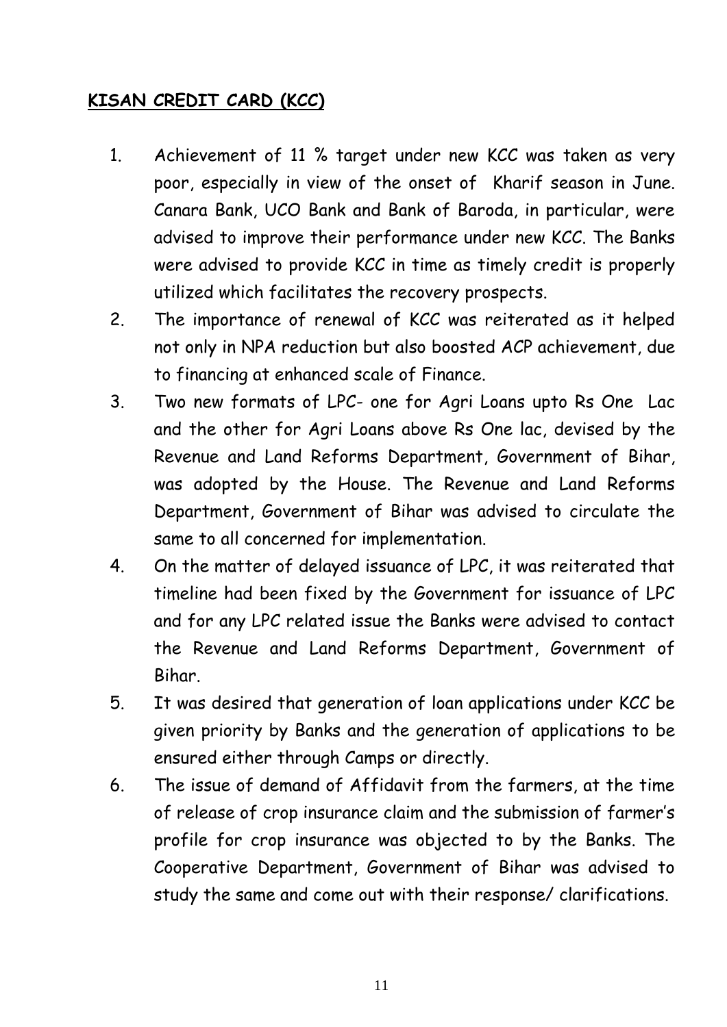**<u>KISAN CREDIT CARD (KCC)</u>**

1. Achievement of 11 % target under new KCC was taken as very poor, especially in view of the onset of Kharif season in June. Canara Bank, UCO Bank and Bank of Baroda, in particular, were advised to improve their performance under new KCC. The Banks were advised to provide KCC in time as timely credit is properly utilized which facilitates the recovery prospects.
2. The importance of renewal of KCC was reiterated as it helped not only in NPA reduction but also boosted ACP achievement, due to financing at enhanced scale of Finance.
3. Two new formats of LPC- one for Agri Loans upto Rs One Lac and the other for Agri Loans above Rs One lac, devised by the Revenue and Land Reforms Department, Government of Bihar, was adopted by the House. The Revenue and Land Reforms Department, Government of Bihar was advised to circulate the same to all concerned for implementation.
4. On the matter of delayed issuance of LPC, it was reiterated that timeline had been fixed by the Government for issuance of LPC and for any LPC related issue the Banks were advised to contact the Revenue and Land Reforms Department, Government of Bihar.
5. It was desired that generation of loan applications under KCC be given priority by Banks and the generation of applications to be ensured either through Camps or directly.
6. The issue of demand of Affidavit from the farmers, at the time of release of crop insurance claim and the submission of farmer's profile for crop insurance was objected to by the Banks. The Cooperative Department, Government of Bihar was advised to study the same and come out with their response/ clarifications.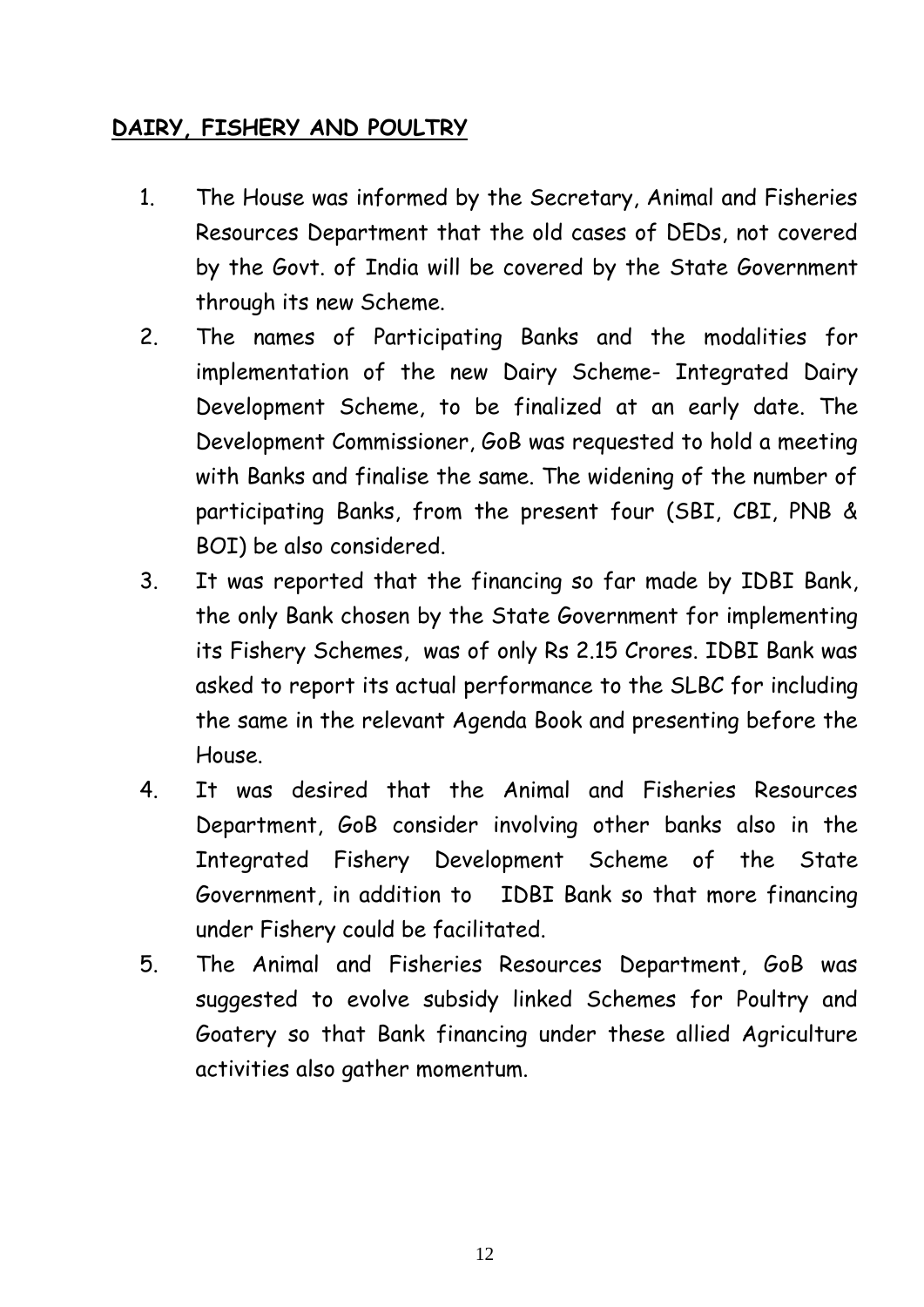## DAIRY, FISHERY AND POULTRY

1. The House was informed by the Secretary, Animal and Fisheries Resources Department that the old cases of DEDs, not covered by the Govt. of India will be covered by the State Government through its new Scheme.
2. The names of Participating Banks and the modalities for implementation of the new Dairy Scheme- Integrated Dairy Development Scheme, to be finalized at an early date. The Development Commissioner, GoB was requested to hold a meeting with Banks and finalise the same. The widening of the number of participating Banks, from the present four (SBI, CBI, PNB & BOI) be also considered.
3. It was reported that the financing so far made by IDBI Bank, the only Bank chosen by the State Government for implementing its Fishery Schemes, was of only Rs 2.15 Crores. IDBI Bank was asked to report its actual performance to the SLBC for including the same in the relevant Agenda Book and presenting before the House.
4. It was desired that the Animal and Fisheries Resources Department, GoB consider involving other banks also in the Integrated Fishery Development Scheme of the State Government, in addition to IDBI Bank so that more financing under Fishery could be facilitated.
5. The Animal and Fisheries Resources Department, GoB was suggested to evolve subsidy linked Schemes for Poultry and Goatery so that Bank financing under these allied Agriculture activities also gather momentum.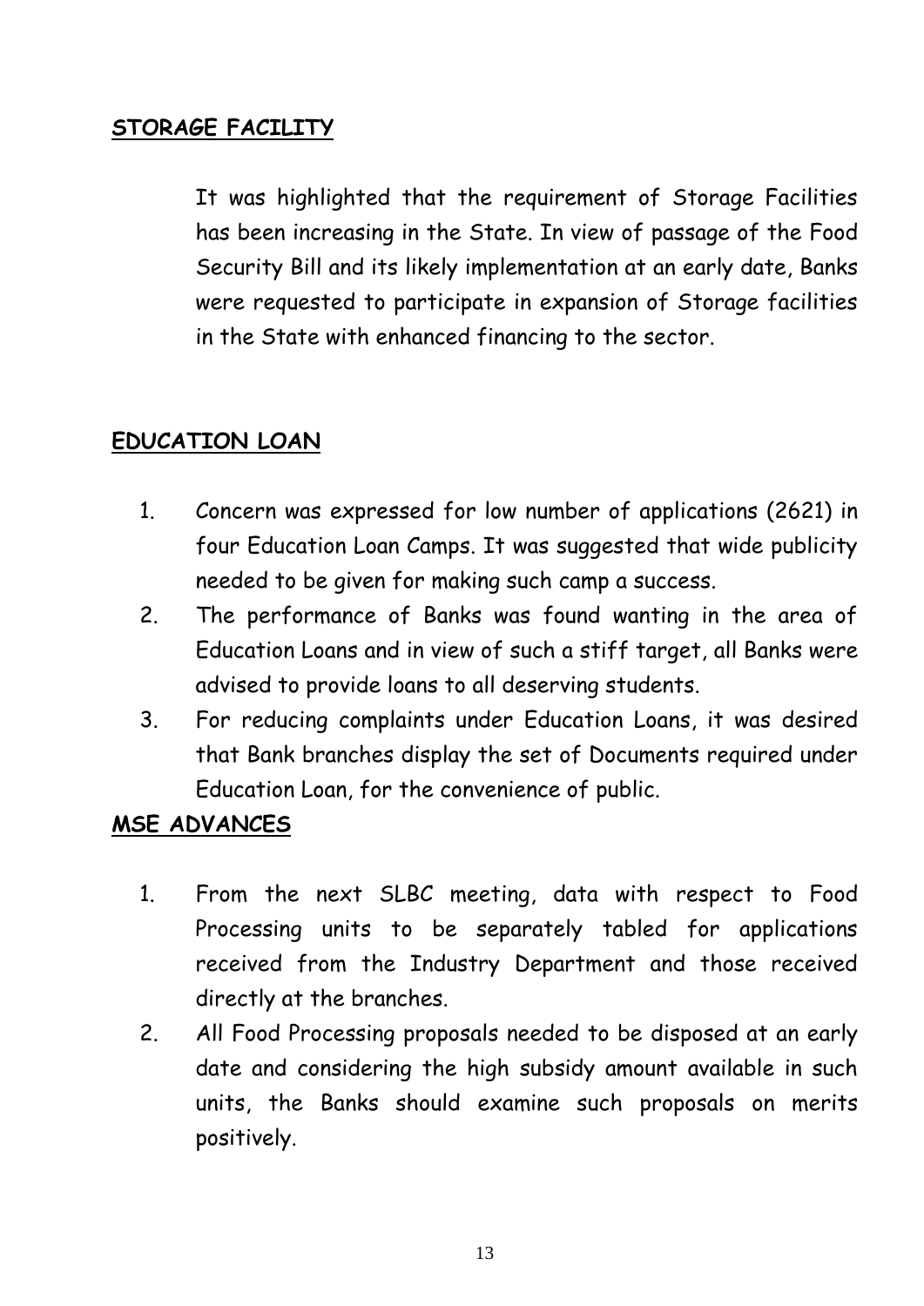## STORAGE FACILITY

It was highlighted that the requirement of Storage Facilities has been increasing in the State. In view of passage of the Food Security Bill and its likely implementation at an early date, Banks were requested to participate in expansion of Storage facilities in the State with enhanced financing to the sector.

## EDUCATION LOAN

1. Concern was expressed for low number of applications (2621) in four Education Loan Camps. It was suggested that wide publicity needed to be given for making such camp a success.
2. The performance of Banks was found wanting in the area of Education Loans and in view of such a stiff target, all Banks were advised to provide loans to all deserving students.
3. For reducing complaints under Education Loans, it was desired that Bank branches display the set of Documents required under Education Loan, for the convenience of public.

## MSE ADVANCES

1. From the next SLBC meeting, data with respect to Food Processing units to be separately tabled for applications received from the Industry Department and those received directly at the branches.
2. All Food Processing proposals needed to be disposed at an early date and considering the high subsidy amount available in such units, the Banks should examine such proposals on merits positively.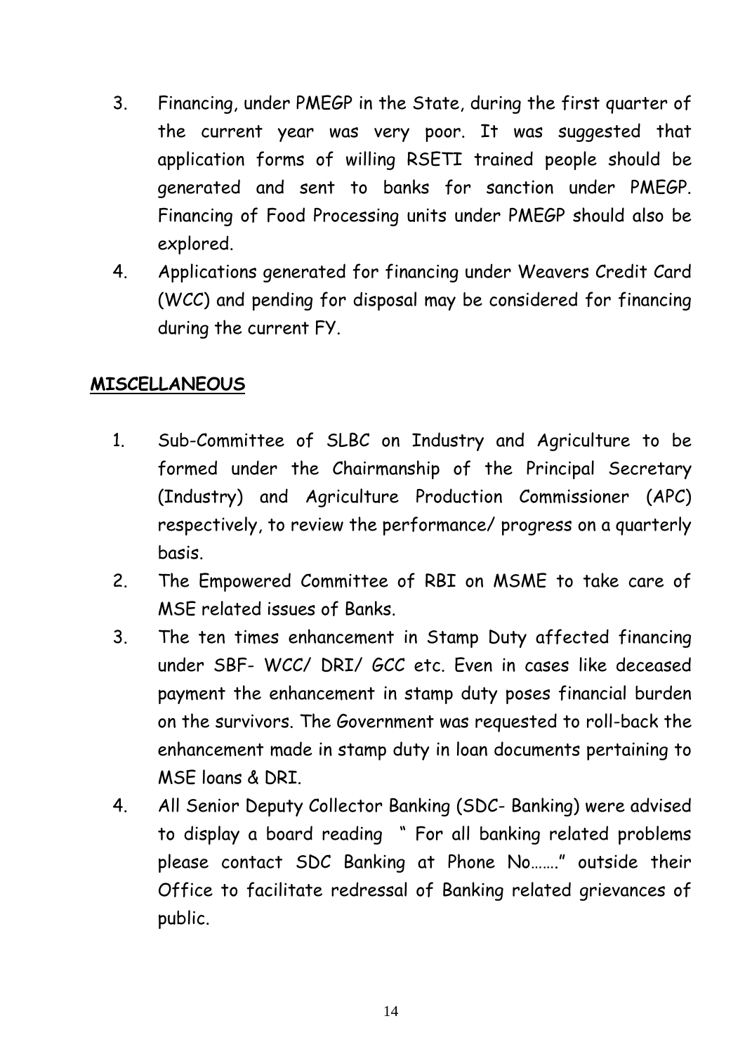3. Financing, under PMEGP in the State, during the first quarter of the current year was very poor. It was suggested that application forms of willing RSETI trained people should be generated and sent to banks for sanction under PMEGP. Financing of Food Processing units under PMEGP should also be explored.
4. Applications generated for financing under Weavers Credit Card (WCC) and pending for disposal may be considered for financing during the current FY.

**MISCELLANEOUS**

1. Sub-Committee of SLBC on Industry and Agriculture to be formed under the Chairmanship of the Principal Secretary (Industry) and Agriculture Production Commissioner (APC) respectively, to review the performance/ progress on a quarterly basis.
2. The Empowered Committee of RBI on MSME to take care of MSE related issues of Banks.
3. The ten times enhancement in Stamp Duty affected financing under SBF- WCC/ DRI/ GCC etc. Even in cases like deceased payment the enhancement in stamp duty poses financial burden on the survivors. The Government was requested to roll-back the enhancement made in stamp duty in loan documents pertaining to MSE loans & DRI.
4. All Senior Deputy Collector Banking (SDC- Banking) were advised to display a board reading " For all banking related problems please contact SDC Banking at Phone No……." outside their Office to facilitate redressal of Banking related grievances of public.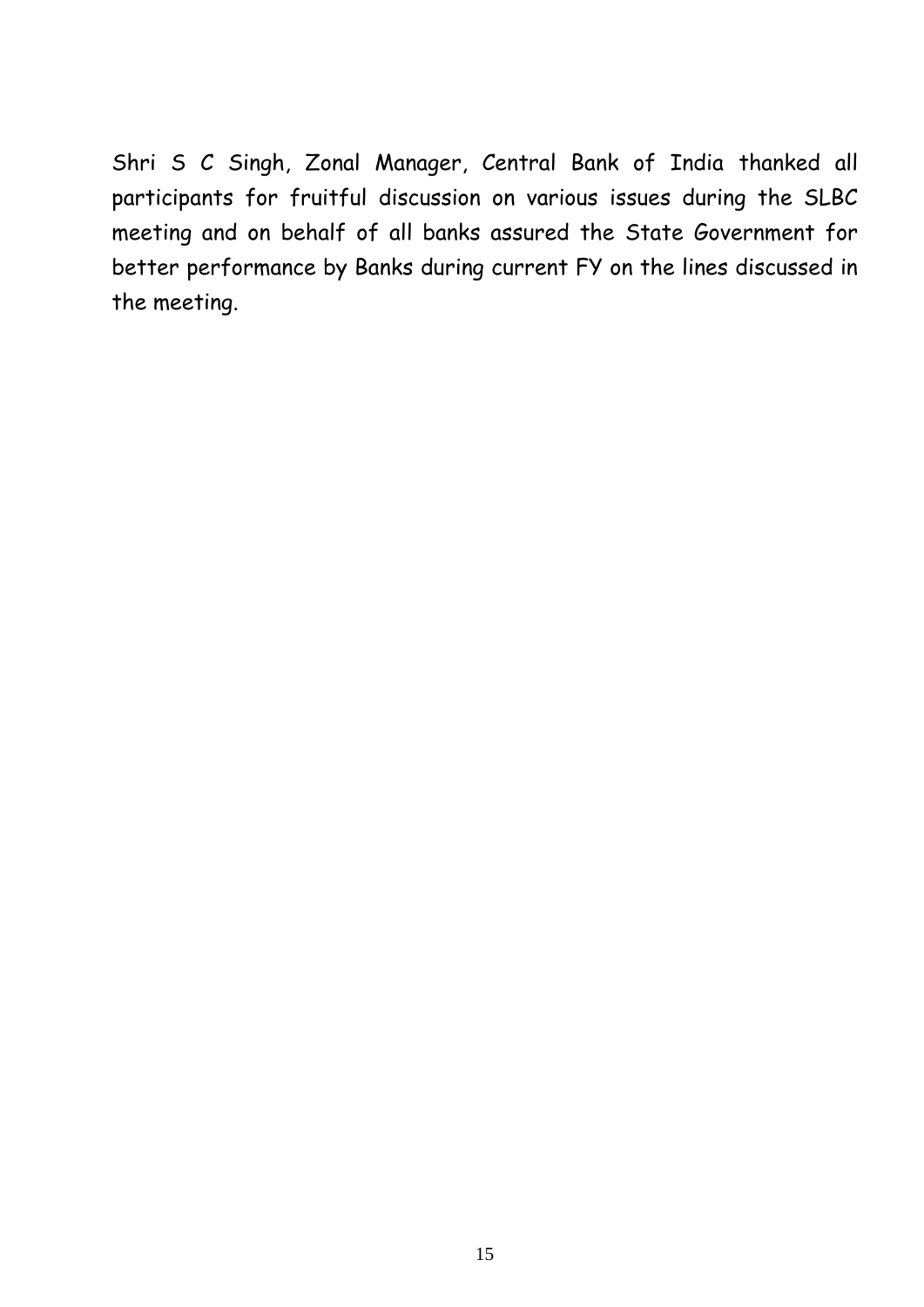Shri S C Singh, Zonal Manager, Central Bank of India thanked all participants for fruitful discussion on various issues during the SLBC meeting and on behalf of all banks assured the State Government for better performance by Banks during current FY on the lines discussed in the meeting.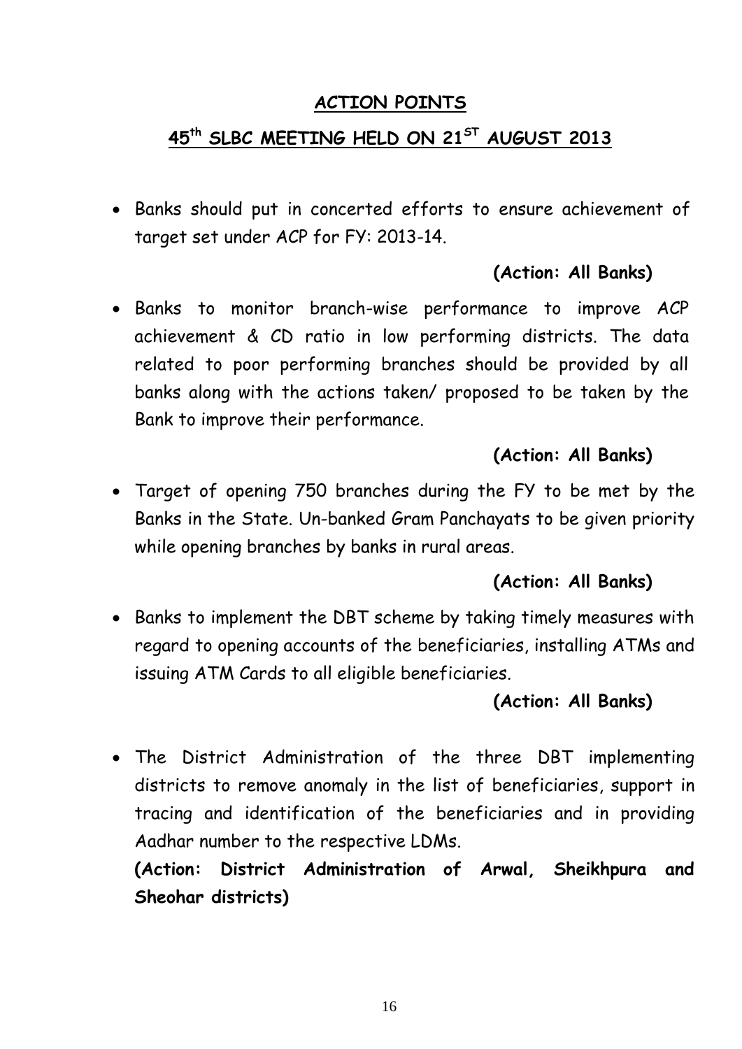## ACTION POINTS

## 45th SLBC MEETING HELD ON 21ST AUGUST 2013

- Banks should put in concerted efforts to ensure achievement of target set under ACP for FY: 2013-14.

  **(Action: All Banks)**

- Banks to monitor branch-wise performance to improve ACP achievement & CD ratio in low performing districts. The data related to poor performing branches should be provided by all banks along with the actions taken/ proposed to be taken by the Bank to improve their performance.

  **(Action: All Banks)**

- Target of opening 750 branches during the FY to be met by the Banks in the State. Un-banked Gram Panchayats to be given priority while opening branches by banks in rural areas.

  **(Action: All Banks)**

- Banks to implement the DBT scheme by taking timely measures with regard to opening accounts of the beneficiaries, installing ATMs and issuing ATM Cards to all eligible beneficiaries.

  **(Action: All Banks)**

- The District Administration of the three DBT implementing districts to remove anomaly in the list of beneficiaries, support in tracing and identification of the beneficiaries and in providing Aadhar number to the respective LDMs.

  **(Action: District Administration of Arwal, Sheikhpura and Sheohar districts)**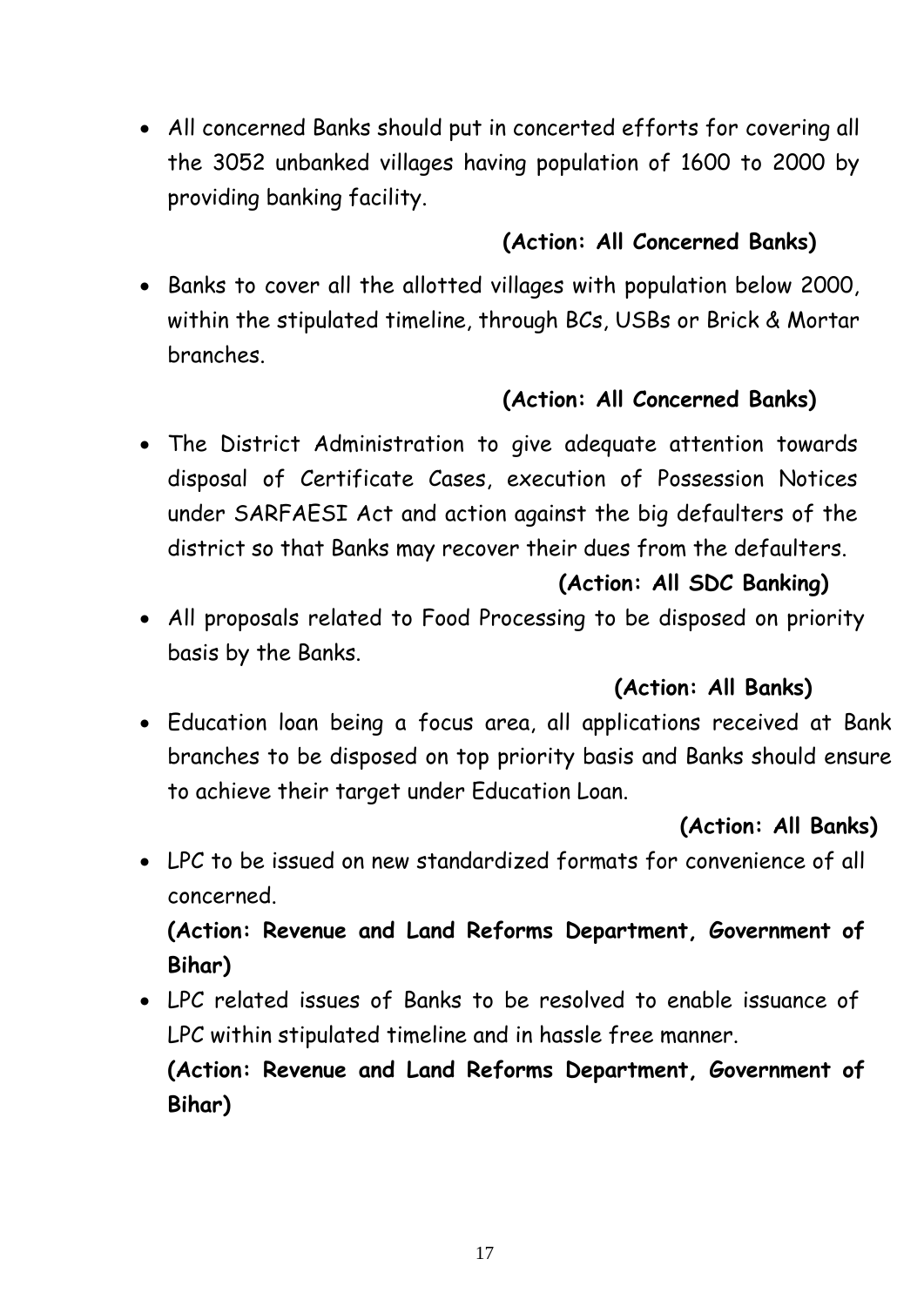- All concerned Banks should put in concerted efforts for covering all the 3052 unbanked villages having population of 1600 to 2000 by providing banking facility.

  **(Action: All Concerned Banks)**

- Banks to cover all the allotted villages with population below 2000, within the stipulated timeline, through BCs, USBs or Brick & Mortar branches.

  **(Action: All Concerned Banks)**

- The District Administration to give adequate attention towards disposal of Certificate Cases, execution of Possession Notices under SARFAESI Act and action against the big defaulters of the district so that Banks may recover their dues from the defaulters.

  **(Action: All SDC Banking)**

- All proposals related to Food Processing to be disposed on priority basis by the Banks.

  **(Action: All Banks)**

- Education loan being a focus area, all applications received at Bank branches to be disposed on top priority basis and Banks should ensure to achieve their target under Education Loan.

  **(Action: All Banks)**

- LPC to be issued on new standardized formats for convenience of all concerned.

  **(Action: Revenue and Land Reforms Department, Government of Bihar)**

- LPC related issues of Banks to be resolved to enable issuance of LPC within stipulated timeline and in hassle free manner.

  **(Action: Revenue and Land Reforms Department, Government of Bihar)**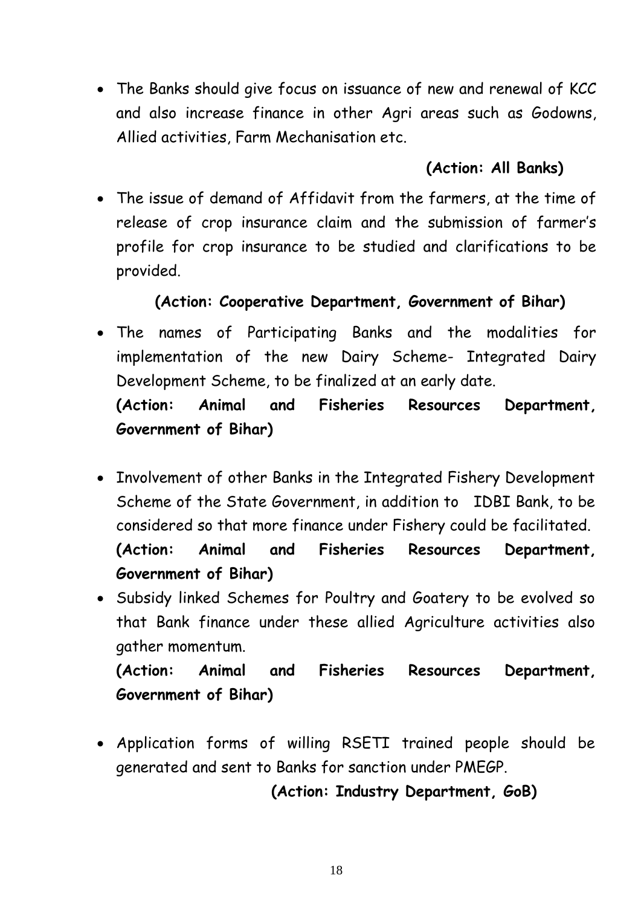- The Banks should give focus on issuance of new and renewal of KCC and also increase finance in other Agri areas such as Godowns, Allied activities, Farm Mechanisation etc.

  **(Action: All Banks)**

- The issue of demand of Affidavit from the farmers, at the time of release of crop insurance claim and the submission of farmer's profile for crop insurance to be studied and clarifications to be provided.

  **(Action: Cooperative Department, Government of Bihar)**

- The names of Participating Banks and the modalities for implementation of the new Dairy Scheme- Integrated Dairy Development Scheme, to be finalized at an early date.
  **(Action: Animal and Fisheries Resources Department, Government of Bihar)**

- Involvement of other Banks in the Integrated Fishery Development Scheme of the State Government, in addition to IDBI Bank, to be considered so that more finance under Fishery could be facilitated.
  **(Action: Animal and Fisheries Resources Department, Government of Bihar)**

- Subsidy linked Schemes for Poultry and Goatery to be evolved so that Bank finance under these allied Agriculture activities also gather momentum.
  **(Action: Animal and Fisheries Resources Department, Government of Bihar)**

- Application forms of willing RSETI trained people should be generated and sent to Banks for sanction under PMEGP.

  **(Action: Industry Department, GoB)**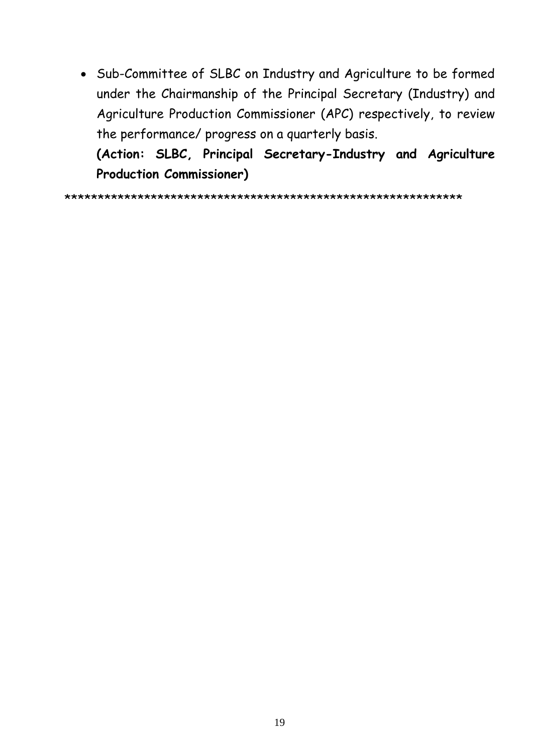- Sub-Committee of SLBC on Industry and Agriculture to be formed under the Chairmanship of the Principal Secretary (Industry) and Agriculture Production Commissioner (APC) respectively, to review the performance/ progress on a quarterly basis.

  **(Action: SLBC, Principal Secretary-Industry and Agriculture Production Commissioner)**

************************************************************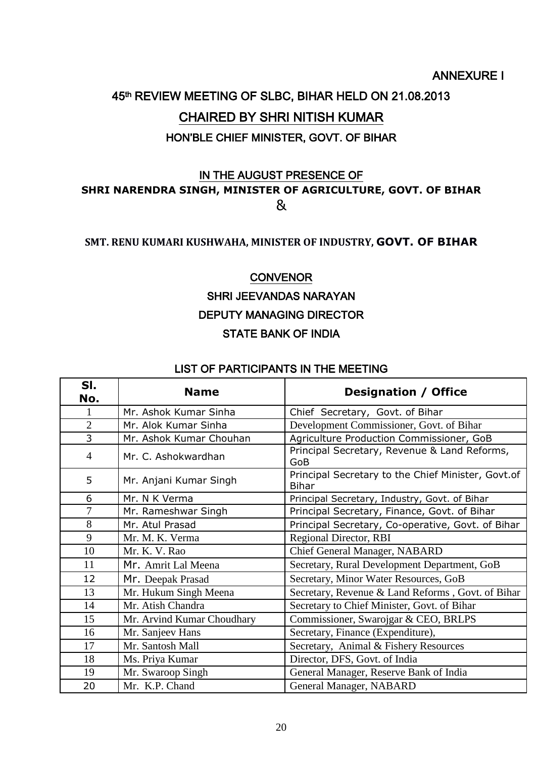ANNEXURE I

## 45th REVIEW MEETING OF SLBC, BIHAR HELD ON 21.08.2013

## CHAIRED BY SHRI NITISH KUMAR

### HON'BLE CHIEF MINISTER, GOVT. OF BIHAR

IN THE AUGUST PRESENCE OF

**SHRI NARENDRA SINGH, MINISTER OF AGRICULTURE, GOVT. OF BIHAR**

&

**SMT. RENU KUMARI KUSHWAHA, MINISTER OF INDUSTRY, GOVT. OF BIHAR**

CONVENOR

SHRI JEEVANDAS NARAYAN

DEPUTY MANAGING DIRECTOR

STATE BANK OF INDIA

### LIST OF PARTICIPANTS IN THE MEETING

| Sl. No. | Name | Designation / Office |
|---|---|---|
| 1 | Mr. Ashok Kumar Sinha | Chief Secretary, Govt. of Bihar |
| 2 | Mr. Alok Kumar Sinha | Development Commissioner, Govt. of Bihar |
| 3 | Mr. Ashok Kumar Chouhan | Agriculture Production Commissioner, GoB |
| 4 | Mr. C. Ashokwardhan | Principal Secretary, Revenue & Land Reforms, GoB |
| 5 | Mr. Anjani Kumar Singh | Principal Secretary to the Chief Minister, Govt.of Bihar |
| 6 | Mr. N K Verma | Principal Secretary, Industry, Govt. of Bihar |
| 7 | Mr. Rameshwar Singh | Principal Secretary, Finance, Govt. of Bihar |
| 8 | Mr. Atul Prasad | Principal Secretary, Co-operative, Govt. of Bihar |
| 9 | Mr. M. K. Verma | Regional Director, RBI |
| 10 | Mr. K. V. Rao | Chief General Manager, NABARD |
| 11 | Mr. Amrit Lal Meena | Secretary, Rural Development Department, GoB |
| 12 | Mr. Deepak Prasad | Secretary, Minor Water Resources, GoB |
| 13 | Mr. Hukum Singh Meena | Secretary, Revenue & Land Reforms , Govt. of Bihar |
| 14 | Mr. Atish Chandra | Secretary to Chief Minister, Govt. of Bihar |
| 15 | Mr. Arvind Kumar Choudhary | Commissioner, Swarojgar & CEO, BRLPS |
| 16 | Mr. Sanjeev Hans | Secretary, Finance (Expenditure), |
| 17 | Mr. Santosh Mall | Secretary, Animal & Fishery Resources |
| 18 | Ms. Priya Kumar | Director, DFS, Govt. of India |
| 19 | Mr. Swaroop Singh | General Manager, Reserve Bank of India |
| 20 | Mr. K.P. Chand | General Manager, NABARD |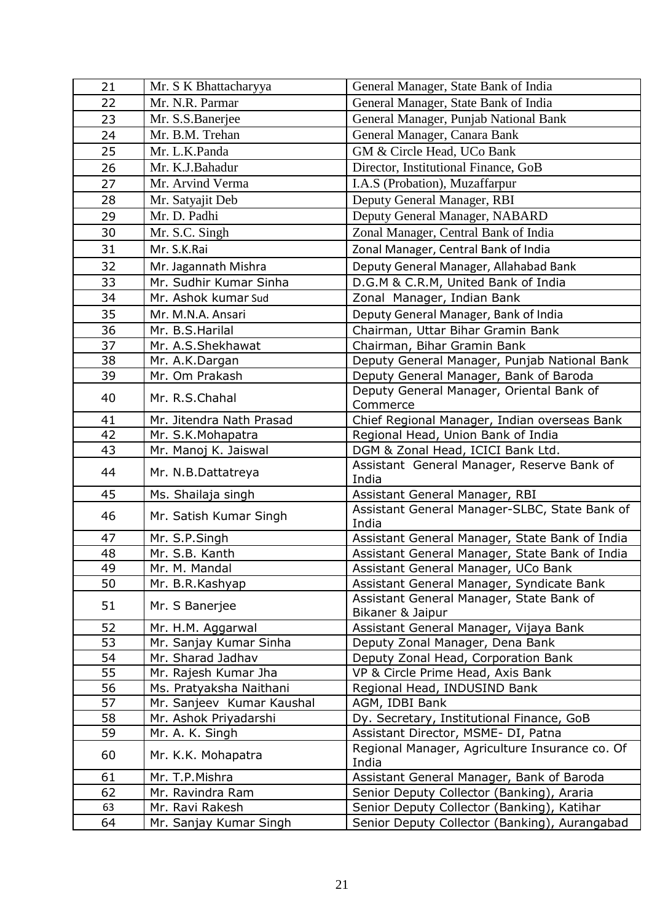| 21 | Mr. S K Bhattacharyya | General Manager, State Bank of India |
|---|---|---|
| 22 | Mr. N.R. Parmar | General Manager, State Bank of India |
| 23 | Mr. S.S.Banerjee | General Manager, Punjab National Bank |
| 24 | Mr. B.M. Trehan | General Manager, Canara Bank |
| 25 | Mr. L.K.Panda | GM & Circle Head, UCo Bank |
| 26 | Mr. K.J.Bahadur | Director, Institutional Finance, GoB |
| 27 | Mr. Arvind Verma | I.A.S (Probation), Muzaffarpur |
| 28 | Mr. Satyajit Deb | Deputy General Manager, RBI |
| 29 | Mr. D. Padhi | Deputy General Manager, NABARD |
| 30 | Mr. S.C. Singh | Zonal Manager, Central Bank of India |
| 31 | Mr. S.K.Rai | Zonal Manager, Central Bank of India |
| 32 | Mr. Jagannath Mishra | Deputy General Manager, Allahabad Bank |
| 33 | Mr. Sudhir Kumar Sinha | D.G.M & C.R.M, United Bank of India |
| 34 | Mr. Ashok kumar Sud | Zonal Manager, Indian Bank |
| 35 | Mr. M.N.A. Ansari | Deputy General Manager, Bank of India |
| 36 | Mr. B.S.Harilal | Chairman, Uttar Bihar Gramin Bank |
| 37 | Mr. A.S.Shekhawat | Chairman, Bihar Gramin Bank |
| 38 | Mr. A.K.Dargan | Deputy General Manager, Punjab National Bank |
| 39 | Mr. Om Prakash | Deputy General Manager, Bank of Baroda |
| 40 | Mr. R.S.Chahal | Deputy General Manager, Oriental Bank of Commerce |
| 41 | Mr. Jitendra Nath Prasad | Chief Regional Manager, Indian overseas Bank |
| 42 | Mr. S.K.Mohapatra | Regional Head, Union Bank of India |
| 43 | Mr. Manoj K. Jaiswal | DGM & Zonal Head, ICICI Bank Ltd. |
| 44 | Mr. N.B.Dattatreya | Assistant General Manager, Reserve Bank of India |
| 45 | Ms. Shailaja singh | Assistant General Manager, RBI |
| 46 | Mr. Satish Kumar Singh | Assistant General Manager-SLBC, State Bank of India |
| 47 | Mr. S.P.Singh | Assistant General Manager, State Bank of India |
| 48 | Mr. S.B. Kanth | Assistant General Manager, State Bank of India |
| 49 | Mr. M. Mandal | Assistant General Manager, UCo Bank |
| 50 | Mr. B.R.Kashyap | Assistant General Manager, Syndicate Bank |
| 51 | Mr. S Banerjee | Assistant General Manager, State Bank of Bikaner & Jaipur |
| 52 | Mr. H.M. Aggarwal | Assistant General Manager, Vijaya Bank |
| 53 | Mr. Sanjay Kumar Sinha | Deputy Zonal Manager, Dena Bank |
| 54 | Mr. Sharad Jadhav | Deputy Zonal Head, Corporation Bank |
| 55 | Mr. Rajesh Kumar Jha | VP & Circle Prime Head, Axis Bank |
| 56 | Ms. Pratyaksha Naithani | Regional Head, INDUSIND Bank |
| 57 | Mr. Sanjeev Kumar Kaushal | AGM, IDBI Bank |
| 58 | Mr. Ashok Priyadarshi | Dy. Secretary, Institutional Finance, GoB |
| 59 | Mr. A. K. Singh | Assistant Director, MSME- DI, Patna |
| 60 | Mr. K.K. Mohapatra | Regional Manager, Agriculture Insurance co. Of India |
| 61 | Mr. T.P.Mishra | Assistant General Manager, Bank of Baroda |
| 62 | Mr. Ravindra Ram | Senior Deputy Collector (Banking), Araria |
| 63 | Mr. Ravi Rakesh | Senior Deputy Collector (Banking), Katihar |
| 64 | Mr. Sanjay Kumar Singh | Senior Deputy Collector (Banking), Aurangabad |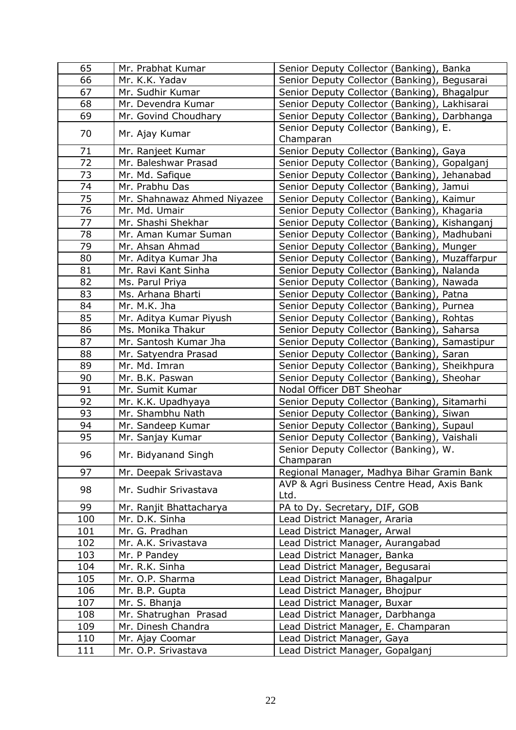| 65 | Mr. Prabhat Kumar | Senior Deputy Collector (Banking), Banka |
|---|---|---|
| 66 | Mr. K.K. Yadav | Senior Deputy Collector (Banking), Begusarai |
| 67 | Mr. Sudhir Kumar | Senior Deputy Collector (Banking), Bhagalpur |
| 68 | Mr. Devendra Kumar | Senior Deputy Collector (Banking), Lakhisarai |
| 69 | Mr. Govind Choudhary | Senior Deputy Collector (Banking), Darbhanga |
| 70 | Mr. Ajay Kumar | Senior Deputy Collector (Banking), E. Champaran |
| 71 | Mr. Ranjeet Kumar | Senior Deputy Collector (Banking), Gaya |
| 72 | Mr. Baleshwar Prasad | Senior Deputy Collector (Banking), Gopalganj |
| 73 | Mr. Md. Safique | Senior Deputy Collector (Banking), Jehanabad |
| 74 | Mr. Prabhu Das | Senior Deputy Collector (Banking), Jamui |
| 75 | Mr. Shahnawaz Ahmed Niyazee | Senior Deputy Collector (Banking), Kaimur |
| 76 | Mr. Md. Umair | Senior Deputy Collector (Banking), Khagaria |
| 77 | Mr. Shashi Shekhar | Senior Deputy Collector (Banking), Kishanganj |
| 78 | Mr. Aman Kumar Suman | Senior Deputy Collector (Banking), Madhubani |
| 79 | Mr. Ahsan Ahmad | Senior Deputy Collector (Banking), Munger |
| 80 | Mr. Aditya Kumar Jha | Senior Deputy Collector (Banking), Muzaffarpur |
| 81 | Mr. Ravi Kant Sinha | Senior Deputy Collector (Banking), Nalanda |
| 82 | Ms. Parul Priya | Senior Deputy Collector (Banking), Nawada |
| 83 | Ms. Arhana Bharti | Senior Deputy Collector (Banking), Patna |
| 84 | Mr. M.K. Jha | Senior Deputy Collector (Banking), Purnea |
| 85 | Mr. Aditya Kumar Piyush | Senior Deputy Collector (Banking), Rohtas |
| 86 | Ms. Monika Thakur | Senior Deputy Collector (Banking), Saharsa |
| 87 | Mr. Santosh Kumar Jha | Senior Deputy Collector (Banking), Samastipur |
| 88 | Mr. Satyendra Prasad | Senior Deputy Collector (Banking), Saran |
| 89 | Mr. Md. Imran | Senior Deputy Collector (Banking), Sheikhpura |
| 90 | Mr. B.K. Paswan | Senior Deputy Collector (Banking), Sheohar |
| 91 | Mr. Sumit Kumar | Nodal Officer DBT Sheohar |
| 92 | Mr. K.K. Upadhyaya | Senior Deputy Collector (Banking), Sitamarhi |
| 93 | Mr. Shambhu Nath | Senior Deputy Collector (Banking), Siwan |
| 94 | Mr. Sandeep Kumar | Senior Deputy Collector (Banking), Supaul |
| 95 | Mr. Sanjay Kumar | Senior Deputy Collector (Banking), Vaishali |
| 96 | Mr. Bidyanand Singh | Senior Deputy Collector (Banking), W. Champaran |
| 97 | Mr. Deepak Srivastava | Regional Manager, Madhya Bihar Gramin Bank |
| 98 | Mr. Sudhir Srivastava | AVP & Agri Business Centre Head, Axis Bank Ltd. |
| 99 | Mr. Ranjit Bhattacharya | PA to Dy. Secretary, DIF, GOB |
| 100 | Mr. D.K. Sinha | Lead District Manager, Araria |
| 101 | Mr. G. Pradhan | Lead District Manager, Arwal |
| 102 | Mr. A.K. Srivastava | Lead District Manager, Aurangabad |
| 103 | Mr. P Pandey | Lead District Manager, Banka |
| 104 | Mr. R.K. Sinha | Lead District Manager, Begusarai |
| 105 | Mr. O.P. Sharma | Lead District Manager, Bhagalpur |
| 106 | Mr. B.P. Gupta | Lead District Manager, Bhojpur |
| 107 | Mr. S. Bhanja | Lead District Manager, Buxar |
| 108 | Mr. Shatrughan Prasad | Lead District Manager, Darbhanga |
| 109 | Mr. Dinesh Chandra | Lead District Manager, E. Champaran |
| 110 | Mr. Ajay Coomar | Lead District Manager, Gaya |
| 111 | Mr. O.P. Srivastava | Lead District Manager, Gopalganj |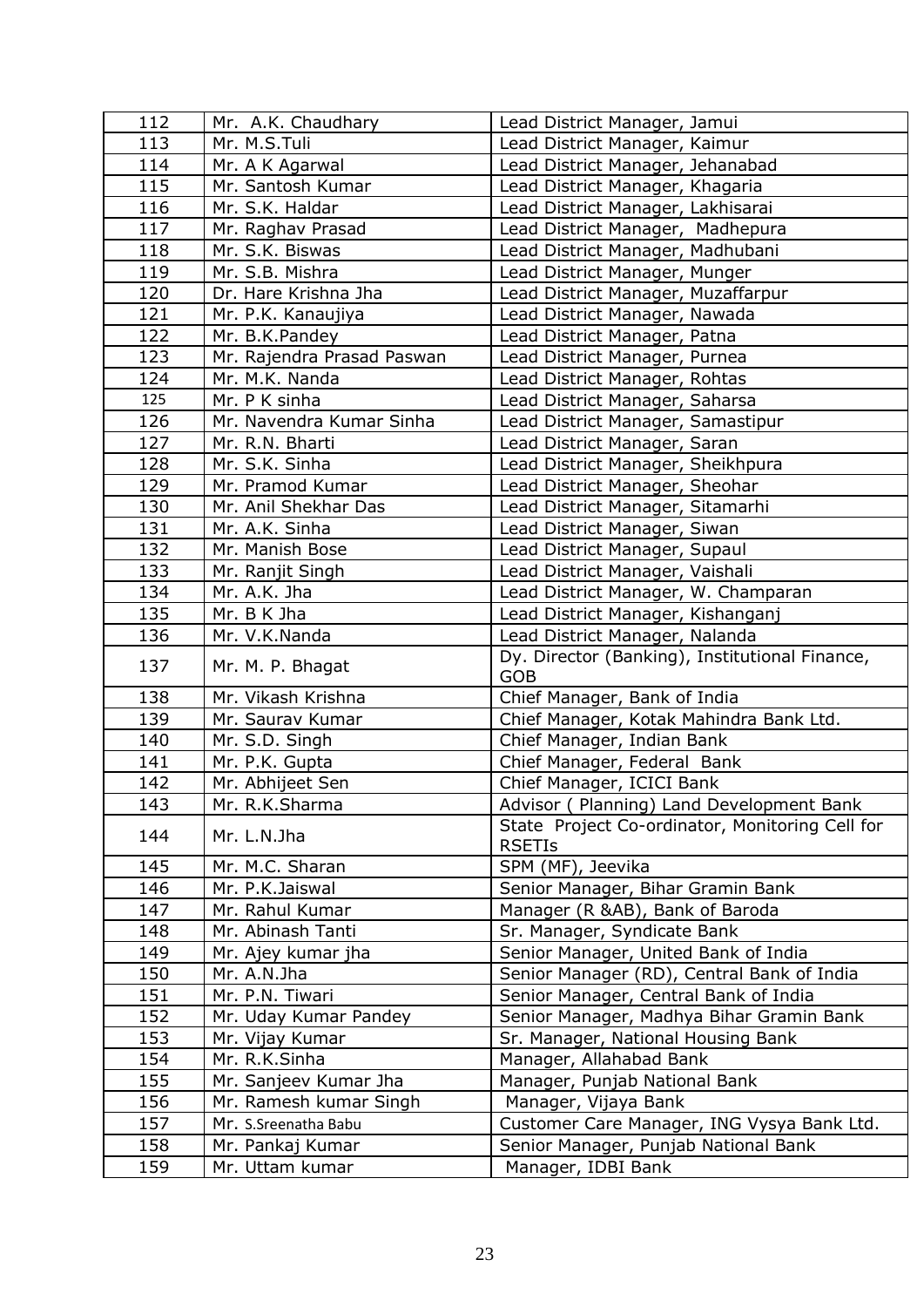| 112 | Mr. A.K. Chaudhary | Lead District Manager, Jamui |
|---|---|---|
| 113 | Mr. M.S.Tuli | Lead District Manager, Kaimur |
| 114 | Mr. A K Agarwal | Lead District Manager, Jehanabad |
| 115 | Mr. Santosh Kumar | Lead District Manager, Khagaria |
| 116 | Mr. S.K. Haldar | Lead District Manager, Lakhisarai |
| 117 | Mr. Raghav Prasad | Lead District Manager, Madhepura |
| 118 | Mr. S.K. Biswas | Lead District Manager, Madhubani |
| 119 | Mr. S.B. Mishra | Lead District Manager, Munger |
| 120 | Dr. Hare Krishna Jha | Lead District Manager, Muzaffarpur |
| 121 | Mr. P.K. Kanaujiya | Lead District Manager, Nawada |
| 122 | Mr. B.K.Pandey | Lead District Manager, Patna |
| 123 | Mr. Rajendra Prasad Paswan | Lead District Manager, Purnea |
| 124 | Mr. M.K. Nanda | Lead District Manager, Rohtas |
| 125 | Mr. P K sinha | Lead District Manager, Saharsa |
| 126 | Mr. Navendra Kumar Sinha | Lead District Manager, Samastipur |
| 127 | Mr. R.N. Bharti | Lead District Manager, Saran |
| 128 | Mr. S.K. Sinha | Lead District Manager, Sheikhpura |
| 129 | Mr. Pramod Kumar | Lead District Manager, Sheohar |
| 130 | Mr. Anil Shekhar Das | Lead District Manager, Sitamarhi |
| 131 | Mr. A.K. Sinha | Lead District Manager, Siwan |
| 132 | Mr. Manish Bose | Lead District Manager, Supaul |
| 133 | Mr. Ranjit Singh | Lead District Manager, Vaishali |
| 134 | Mr. A.K. Jha | Lead District Manager, W. Champaran |
| 135 | Mr. B K Jha | Lead District Manager, Kishanganj |
| 136 | Mr. V.K.Nanda | Lead District Manager, Nalanda |
| 137 | Mr. M. P. Bhagat | Dy. Director (Banking), Institutional Finance, GOB |
| 138 | Mr. Vikash Krishna | Chief Manager, Bank of India |
| 139 | Mr. Saurav Kumar | Chief Manager, Kotak Mahindra Bank Ltd. |
| 140 | Mr. S.D. Singh | Chief Manager, Indian Bank |
| 141 | Mr. P.K. Gupta | Chief Manager, Federal Bank |
| 142 | Mr. Abhijeet Sen | Chief Manager, ICICI Bank |
| 143 | Mr. R.K.Sharma | Advisor ( Planning) Land Development Bank |
| 144 | Mr. L.N.Jha | State Project Co-ordinator, Monitoring Cell for RSETIs |
| 145 | Mr. M.C. Sharan | SPM (MF), Jeevika |
| 146 | Mr. P.K.Jaiswal | Senior Manager, Bihar Gramin Bank |
| 147 | Mr. Rahul Kumar | Manager (R &AB), Bank of Baroda |
| 148 | Mr. Abinash Tanti | Sr. Manager, Syndicate Bank |
| 149 | Mr. Ajey kumar jha | Senior Manager, United Bank of India |
| 150 | Mr. A.N.Jha | Senior Manager (RD), Central Bank of India |
| 151 | Mr. P.N. Tiwari | Senior Manager, Central Bank of India |
| 152 | Mr. Uday Kumar Pandey | Senior Manager, Madhya Bihar Gramin Bank |
| 153 | Mr. Vijay Kumar | Sr. Manager, National Housing Bank |
| 154 | Mr. R.K.Sinha | Manager, Allahabad Bank |
| 155 | Mr. Sanjeev Kumar Jha | Manager, Punjab National Bank |
| 156 | Mr. Ramesh kumar Singh | Manager, Vijaya Bank |
| 157 | Mr. S.Sreenatha Babu | Customer Care Manager, ING Vysya Bank Ltd. |
| 158 | Mr. Pankaj Kumar | Senior Manager, Punjab National Bank |
| 159 | Mr. Uttam kumar | Manager, IDBI Bank |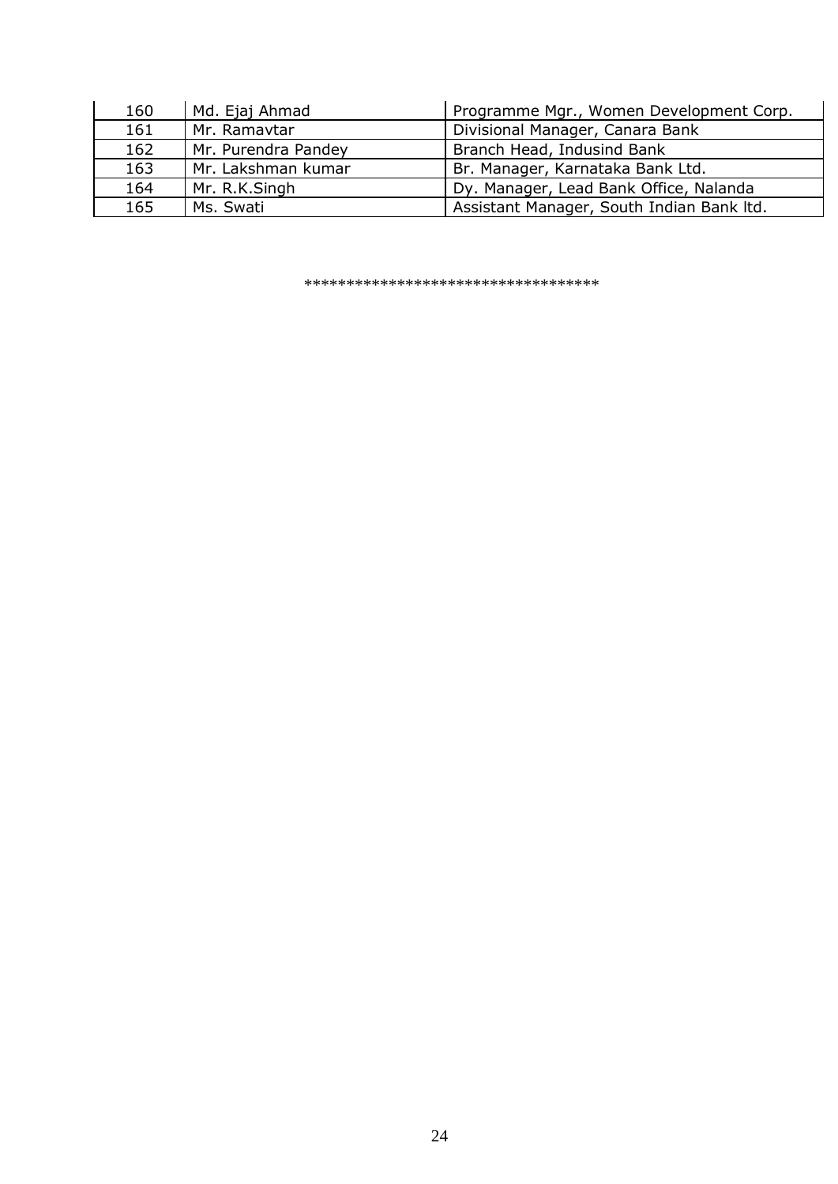| | | |
|---|---|---|
| 160 | Md. Ejaj Ahmad | Programme Mgr., Women Development Corp. |
| 161 | Mr. Ramavtar | Divisional Manager, Canara Bank |
| 162 | Mr. Purendra Pandey | Branch Head, Indusind Bank |
| 163 | Mr. Lakshman kumar | Br. Manager, Karnataka Bank Ltd. |
| 164 | Mr. R.K.Singh | Dy. Manager, Lead Bank Office, Nalanda |
| 165 | Ms. Swati | Assistant Manager, South Indian Bank ltd. |

**********************************